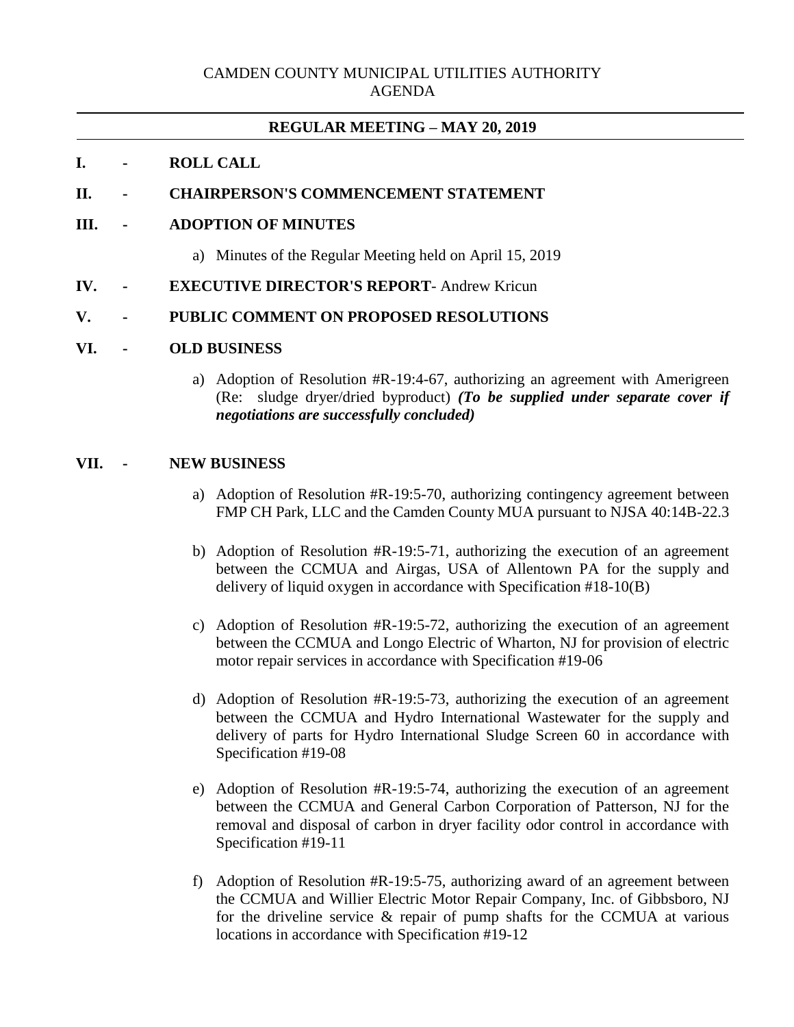CAMDEN COUNTY MUNICIPAL UTILITIES AUTHORITY
AGENDA

---

**REGULAR MEETING – MAY 20, 2019**

---

**I. - ROLL CALL**

**II. - CHAIRPERSON'S COMMENCEMENT STATEMENT**

**III. - ADOPTION OF MINUTES**

a) Minutes of the Regular Meeting held on April 15, 2019

**IV. - EXECUTIVE DIRECTOR'S REPORT**- Andrew Kricun

**V. - PUBLIC COMMENT ON PROPOSED RESOLUTIONS**

**VI. - OLD BUSINESS**

a) Adoption of Resolution #R-19:4-67, authorizing an agreement with Amerigreen (Re: sludge dryer/dried byproduct) ***(To be supplied under separate cover if negotiations are successfully concluded)***

**VII. - NEW BUSINESS**

a) Adoption of Resolution #R-19:5-70, authorizing contingency agreement between FMP CH Park, LLC and the Camden County MUA pursuant to NJSA 40:14B-22.3

b) Adoption of Resolution #R-19:5-71, authorizing the execution of an agreement between the CCMUA and Airgas, USA of Allentown PA for the supply and delivery of liquid oxygen in accordance with Specification #18-10(B)

c) Adoption of Resolution #R-19:5-72, authorizing the execution of an agreement between the CCMUA and Longo Electric of Wharton, NJ for provision of electric motor repair services in accordance with Specification #19-06

d) Adoption of Resolution #R-19:5-73, authorizing the execution of an agreement between the CCMUA and Hydro International Wastewater for the supply and delivery of parts for Hydro International Sludge Screen 60 in accordance with Specification #19-08

e) Adoption of Resolution #R-19:5-74, authorizing the execution of an agreement between the CCMUA and General Carbon Corporation of Patterson, NJ for the removal and disposal of carbon in dryer facility odor control in accordance with Specification #19-11

f) Adoption of Resolution #R-19:5-75, authorizing award of an agreement between the CCMUA and Willier Electric Motor Repair Company, Inc. of Gibbsboro, NJ for the driveline service & repair of pump shafts for the CCMUA at various locations in accordance with Specification #19-12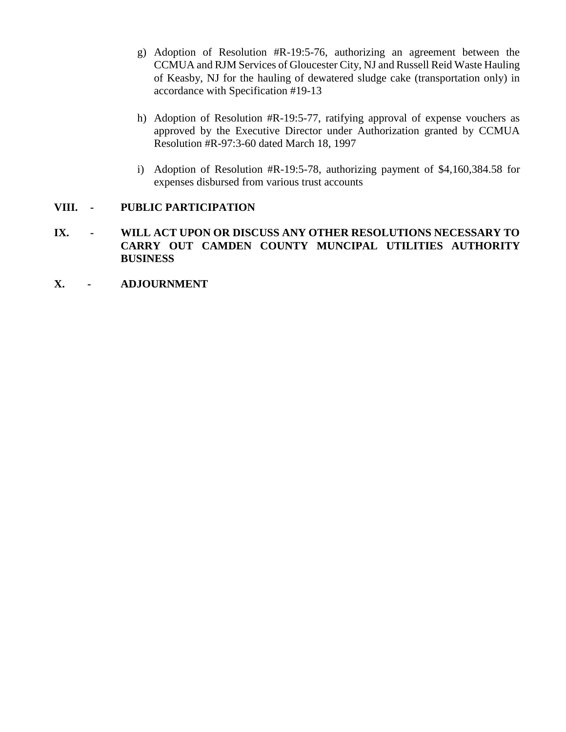g) Adoption of Resolution #R-19:5-76, authorizing an agreement between the CCMUA and RJM Services of Gloucester City, NJ and Russell Reid Waste Hauling of Keasby, NJ for the hauling of dewatered sludge cake (transportation only) in accordance with Specification #19-13

h) Adoption of Resolution #R-19:5-77, ratifying approval of expense vouchers as approved by the Executive Director under Authorization granted by CCMUA Resolution #R-97:3-60 dated March 18, 1997

i) Adoption of Resolution #R-19:5-78, authorizing payment of $4,160,384.58 for expenses disbursed from various trust accounts

**VIII. - PUBLIC PARTICIPATION**

**IX. - WILL ACT UPON OR DISCUSS ANY OTHER RESOLUTIONS NECESSARY TO CARRY OUT CAMDEN COUNTY MUNCIPAL UTILITIES AUTHORITY BUSINESS**

**X. - ADJOURNMENT**